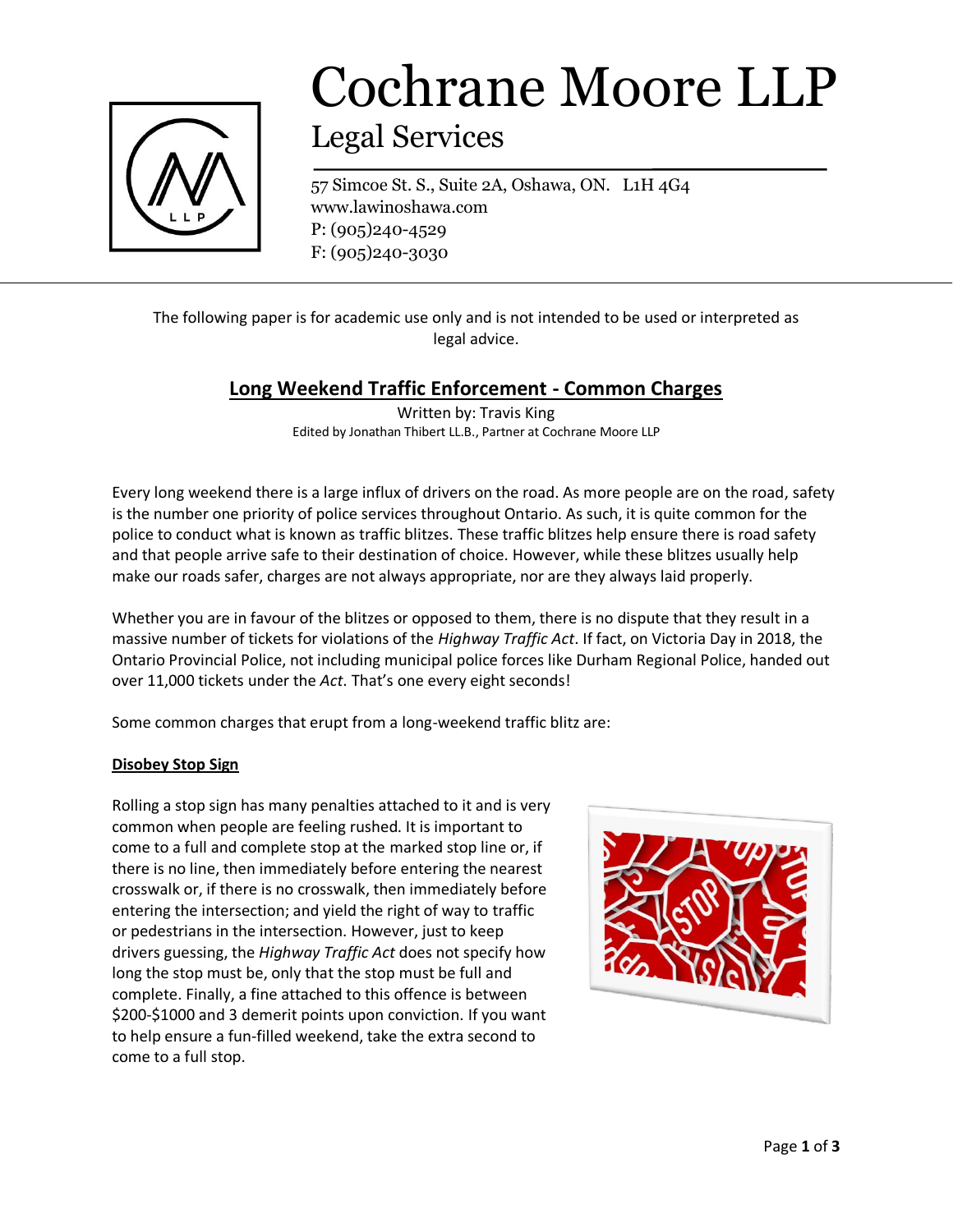# Cochrane Moore LLP

## Legal Services

57 Simcoe St. S., Suite 2A, Oshawa, ON. L1H 4G4
www.lawinoshawa.com
P: (905)240-4529
F: (905)240-3030

The following paper is for academic use only and is not intended to be used or interpreted as legal advice.

## Long Weekend Traffic Enforcement - Common Charges

Written by: Travis King
Edited by Jonathan Thibert LL.B., Partner at Cochrane Moore LLP

Every long weekend there is a large influx of drivers on the road. As more people are on the road, safety is the number one priority of police services throughout Ontario. As such, it is quite common for the police to conduct what is known as traffic blitzes. These traffic blitzes help ensure there is road safety and that people arrive safe to their destination of choice. However, while these blitzes usually help make our roads safer, charges are not always appropriate, nor are they always laid properly.

Whether you are in favour of the blitzes or opposed to them, there is no dispute that they result in a massive number of tickets for violations of the *Highway Traffic Act*. If fact, on Victoria Day in 2018, the Ontario Provincial Police, not including municipal police forces like Durham Regional Police, handed out over 11,000 tickets under the *Act*. That's one every eight seconds!

Some common charges that erupt from a long-weekend traffic blitz are:

### Disobey Stop Sign

Rolling a stop sign has many penalties attached to it and is very common when people are feeling rushed. It is important to come to a full and complete stop at the marked stop line or, if there is no line, then immediately before entering the nearest crosswalk or, if there is no crosswalk, then immediately before entering the intersection; and yield the right of way to traffic or pedestrians in the intersection. However, just to keep drivers guessing, the *Highway Traffic Act* does not specify how long the stop must be, only that the stop must be full and complete. Finally, a fine attached to this offence is between $200-$1000 and 3 demerit points upon conviction. If you want to help ensure a fun-filled weekend, take the extra second to come to a full stop.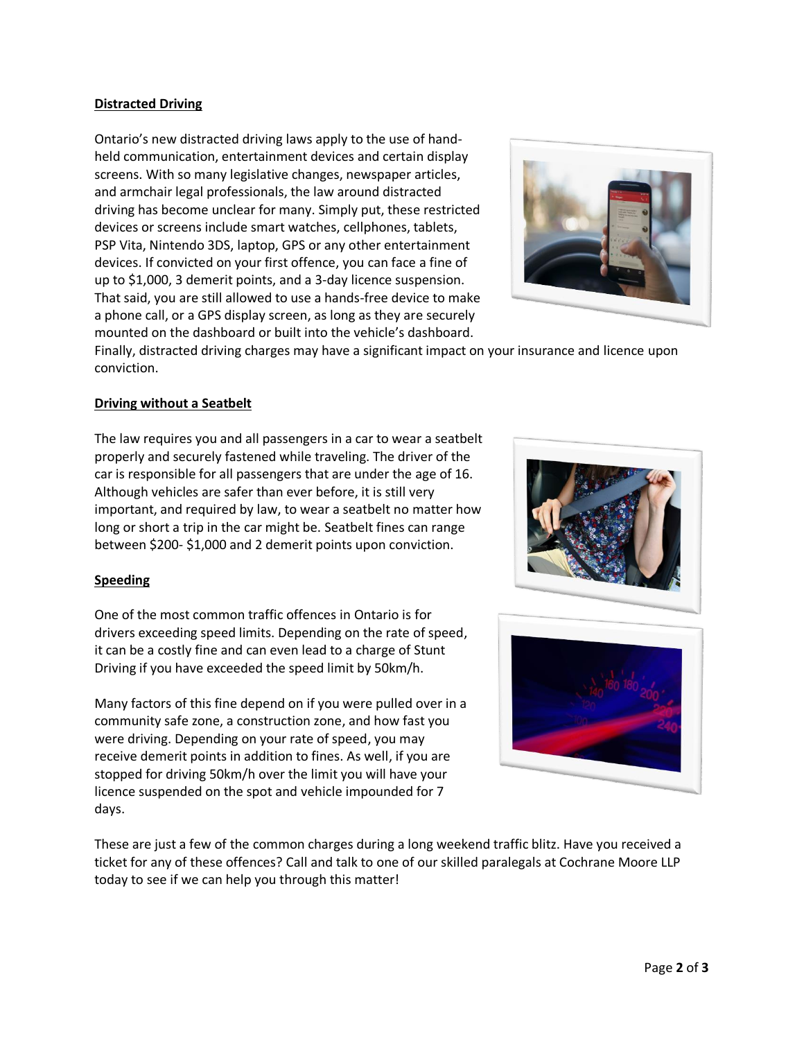**Distracted Driving**

Ontario's new distracted driving laws apply to the use of hand-held communication, entertainment devices and certain display screens. With so many legislative changes, newspaper articles, and armchair legal professionals, the law around distracted driving has become unclear for many. Simply put, these restricted devices or screens include smart watches, cellphones, tablets, PSP Vita, Nintendo 3DS, laptop, GPS or any other entertainment devices. If convicted on your first offence, you can face a fine of up to $1,000, 3 demerit points, and a 3-day licence suspension. That said, you are still allowed to use a hands-free device to make a phone call, or a GPS display screen, as long as they are securely mounted on the dashboard or built into the vehicle's dashboard. Finally, distracted driving charges may have a significant impact on your insurance and licence upon conviction.

**Driving without a Seatbelt**

The law requires you and all passengers in a car to wear a seatbelt properly and securely fastened while traveling. The driver of the car is responsible for all passengers that are under the age of 16. Although vehicles are safer than ever before, it is still very important, and required by law, to wear a seatbelt no matter how long or short a trip in the car might be. Seatbelt fines can range between $200- $1,000 and 2 demerit points upon conviction.

**Speeding**

One of the most common traffic offences in Ontario is for drivers exceeding speed limits. Depending on the rate of speed, it can be a costly fine and can even lead to a charge of Stunt Driving if you have exceeded the speed limit by 50km/h.

Many factors of this fine depend on if you were pulled over in a community safe zone, a construction zone, and how fast you were driving. Depending on your rate of speed, you may receive demerit points in addition to fines. As well, if you are stopped for driving 50km/h over the limit you will have your licence suspended on the spot and vehicle impounded for 7 days.

These are just a few of the common charges during a long weekend traffic blitz. Have you received a ticket for any of these offences? Call and talk to one of our skilled paralegals at Cochrane Moore LLP today to see if we can help you through this matter!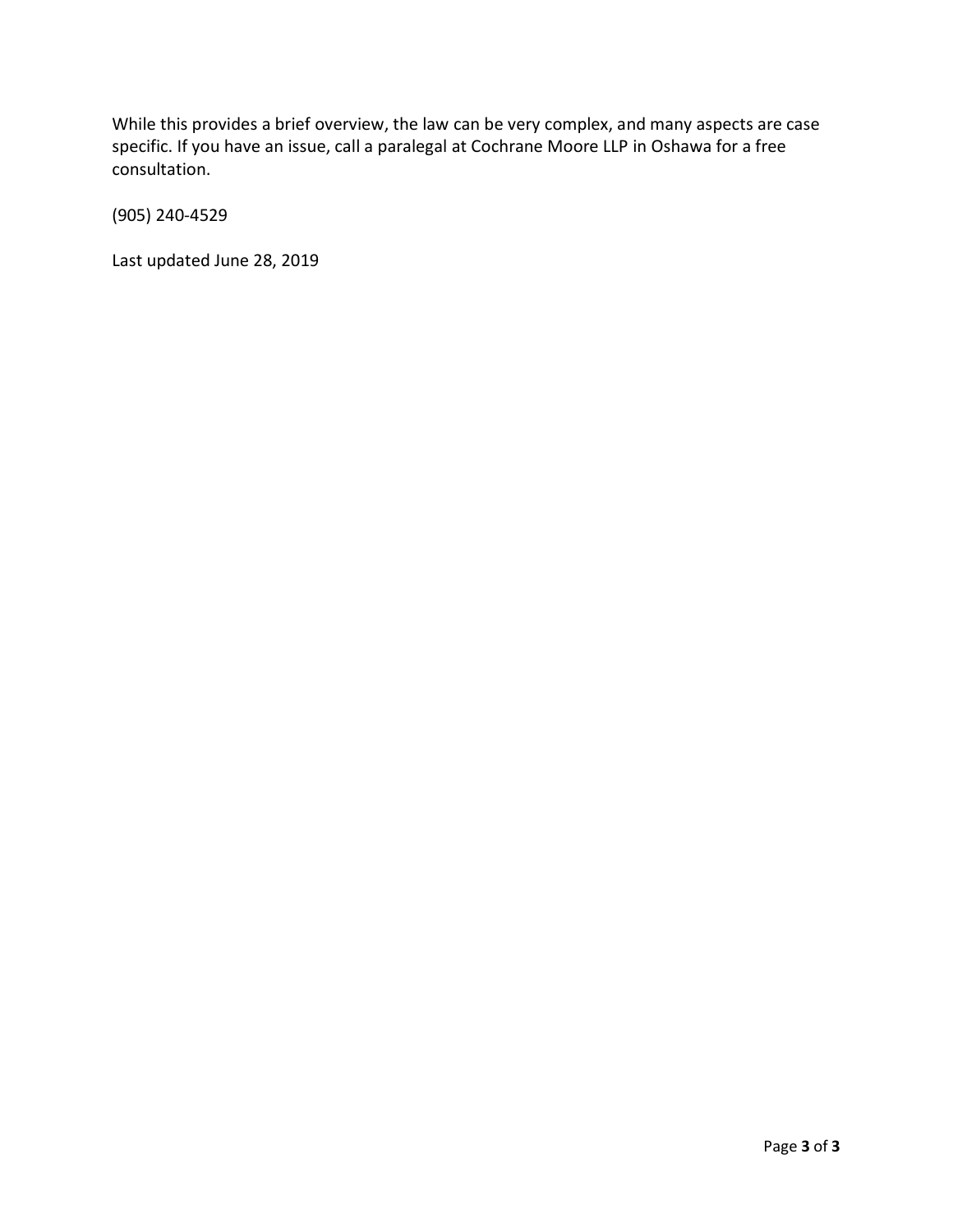While this provides a brief overview, the law can be very complex, and many aspects are case specific. If you have an issue, call a paralegal at Cochrane Moore LLP in Oshawa for a free consultation.

(905) 240-4529

Last updated June 28, 2019